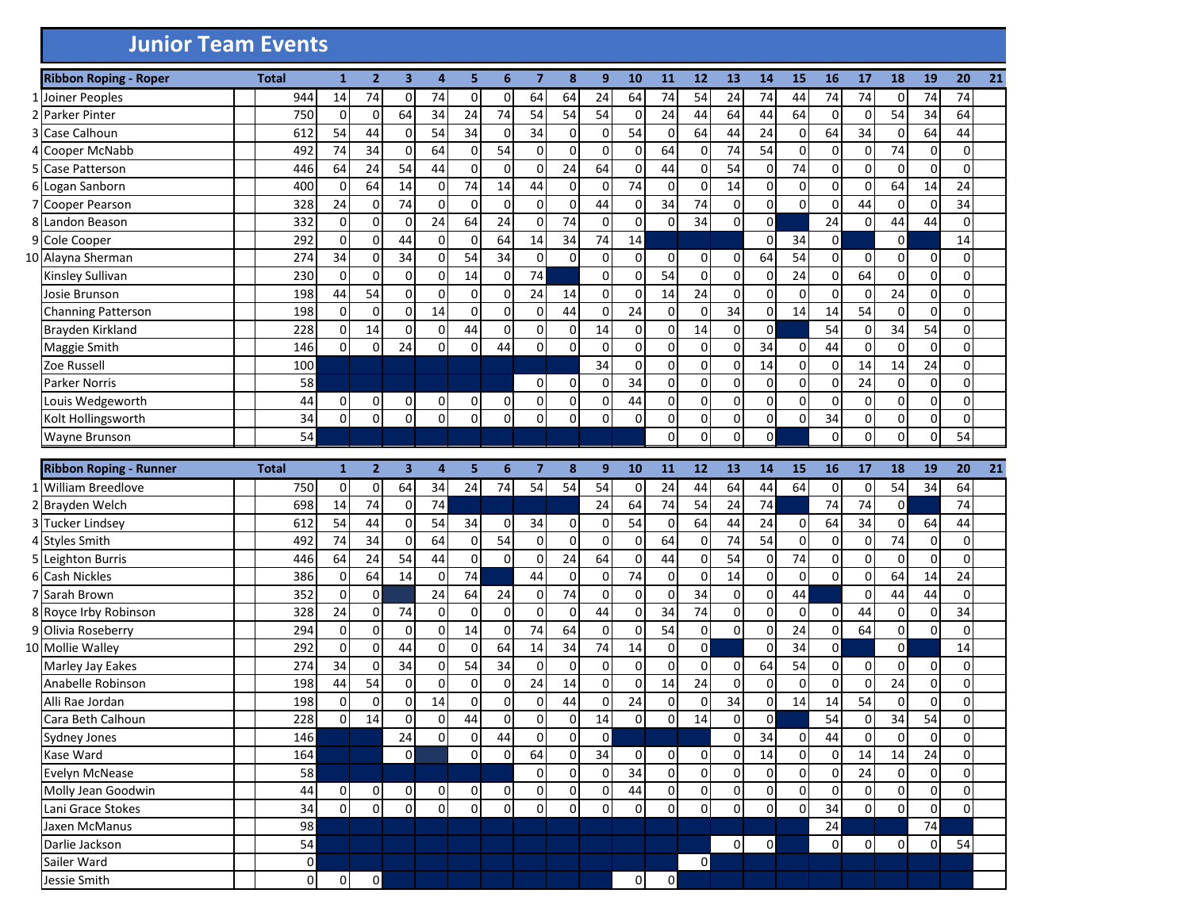# Junior Team Events

| | Ribbon Roping - Roper | | Total | 1 | 2 | 3 | 4 | 5 | 6 | 7 | 8 | 9 | 10 | 11 | 12 | 13 | 14 | 15 | 16 | 17 | 18 | 19 | 20 | 21 |
|---|---|---|---|---|---|---|---|---|---|---|---|---|---|---|---|---|---|---|---|---|---|---|---|---|
| 1 | Joiner Peoples | | 944 | 14 | 74 | 0 | 74 | 0 | 0 | 64 | 64 | 24 | 64 | 74 | 54 | 24 | 74 | 44 | 74 | 74 | 0 | 74 | 74 | |
| 2 | Parker Pinter | | 750 | 0 | 0 | 64 | 34 | 24 | 74 | 54 | 54 | 54 | 0 | 24 | 44 | 64 | 44 | 64 | 0 | 0 | 54 | 34 | 64 | |
| 3 | Case Calhoun | | 612 | 54 | 44 | 0 | 54 | 34 | 0 | 34 | 0 | 0 | 54 | 0 | 64 | 44 | 24 | 0 | 64 | 34 | 0 | 64 | 44 | |
| 4 | Cooper McNabb | | 492 | 74 | 34 | 0 | 64 | 0 | 54 | 0 | 0 | 0 | 0 | 64 | 0 | 74 | 54 | 0 | 0 | 0 | 74 | 0 | 0 | |
| 5 | Case Patterson | | 446 | 64 | 24 | 54 | 44 | 0 | 0 | 0 | 24 | 64 | 0 | 44 | 0 | 54 | 0 | 74 | 0 | 0 | 0 | 0 | 0 | |
| 6 | Logan Sanborn | | 400 | 0 | 64 | 14 | 0 | 74 | 14 | 44 | 0 | 0 | 74 | 0 | 0 | 14 | 0 | 0 | 0 | 0 | 64 | 14 | 24 | |
| 7 | Cooper Pearson | | 328 | 24 | 0 | 74 | 0 | 0 | 0 | 0 | 0 | 44 | 0 | 34 | 74 | 0 | 0 | 0 | 0 | 44 | 0 | 0 | 34 | |
| 8 | Landon Beason | | 332 | 0 | 0 | 0 | 24 | 64 | 24 | 0 | 74 | 0 | 0 | 0 | 34 | 0 | 0 | | 24 | 0 | 44 | 44 | 0 | |
| 9 | Cole Cooper | | 292 | 0 | 0 | 44 | 0 | 0 | 64 | 14 | 34 | 74 | 14 | | | | 0 | 34 | 0 | | 0 | | 14 | |
| 10 | Alayna Sherman | | 274 | 34 | 0 | 34 | 0 | 54 | 34 | 0 | 0 | 0 | 0 | 0 | 0 | 0 | 64 | 54 | 0 | 0 | 0 | 0 | 0 | |
| | Kinsley Sullivan | | 230 | 0 | 0 | 0 | 0 | 14 | 0 | 74 | | 0 | 0 | 54 | 0 | 0 | 0 | 24 | 0 | 64 | 0 | 0 | 0 | |
| | Josie Brunson | | 198 | 44 | 54 | 0 | 0 | 0 | 0 | 24 | 14 | 0 | 0 | 14 | 24 | 0 | 0 | 0 | 0 | 0 | 24 | 0 | 0 | |
| | Channing Patterson | | 198 | 0 | 0 | 0 | 14 | 0 | 0 | 0 | 44 | 0 | 24 | 0 | 0 | 34 | 0 | 14 | 14 | 54 | 0 | 0 | 0 | |
| | Brayden Kirkland | | 228 | 0 | 14 | 0 | 0 | 44 | 0 | 0 | 0 | 14 | 0 | 0 | 14 | 0 | 0 | | 54 | 0 | 34 | 54 | 0 | |
| | Maggie Smith | | 146 | 0 | 0 | 24 | 0 | 0 | 44 | 0 | 0 | 0 | 0 | 0 | 0 | 0 | 34 | 0 | 44 | 0 | 0 | 0 | 0 | |
| | Zoe Russell | | 100 | | | | | | | | | 34 | 0 | 0 | 0 | 0 | 14 | 0 | 0 | 14 | 14 | 24 | 0 | |
| | Parker Norris | | 58 | | | | | | | 0 | 0 | 0 | 34 | 0 | 0 | 0 | 0 | 0 | 0 | 24 | 0 | 0 | 0 | |
| | Louis Wedgeworth | | 44 | 0 | 0 | 0 | 0 | 0 | 0 | 0 | 0 | 0 | 44 | 0 | 0 | 0 | 0 | 0 | 0 | 0 | 0 | 0 | 0 | |
| | Kolt Hollingsworth | | 34 | 0 | 0 | 0 | 0 | 0 | 0 | 0 | 0 | 0 | 0 | 0 | 0 | 0 | 0 | 0 | 34 | 0 | 0 | 0 | 0 | |
| | Wayne Brunson | | 54 | | | | | | | | | | | 0 | 0 | 0 | 0 | | 0 | 0 | 0 | 0 | 54 | |

| | Ribbon Roping - Runner | | Total | 1 | 2 | 3 | 4 | 5 | 6 | 7 | 8 | 9 | 10 | 11 | 12 | 13 | 14 | 15 | 16 | 17 | 18 | 19 | 20 | 21 |
|---|---|---|---|---|---|---|---|---|---|---|---|---|---|---|---|---|---|---|---|---|---|---|---|---|
| 1 | William Breedlove | | 750 | 0 | 0 | 64 | 34 | 24 | 74 | 54 | 54 | 54 | 0 | 24 | 44 | 64 | 44 | 64 | 0 | 0 | 54 | 34 | 64 | |
| 2 | Brayden Welch | | 698 | 14 | 74 | 0 | 74 | | | | | 24 | 64 | 74 | 54 | 24 | 74 | | 74 | 74 | 0 | | 74 | |
| 3 | Tucker Lindsey | | 612 | 54 | 44 | 0 | 54 | 34 | 0 | 34 | 0 | 0 | 54 | 0 | 64 | 44 | 24 | 0 | 64 | 34 | 0 | 64 | 44 | |
| 4 | Styles Smith | | 492 | 74 | 34 | 0 | 64 | 0 | 54 | 0 | 0 | 0 | 0 | 64 | 0 | 74 | 54 | 0 | 0 | 0 | 74 | 0 | 0 | |
| 5 | Leighton Burris | | 446 | 64 | 24 | 54 | 44 | 0 | 0 | 0 | 24 | 64 | 0 | 44 | 0 | 54 | 0 | 74 | 0 | 0 | 0 | 0 | 0 | |
| 6 | Cash Nickles | | 386 | 0 | 64 | 14 | 0 | 74 | | 44 | 0 | 0 | 74 | 0 | 0 | 14 | 0 | 0 | 0 | 0 | 64 | 14 | 24 | |
| 7 | Sarah Brown | | 352 | 0 | 0 | | 24 | 64 | 24 | 0 | 74 | 0 | 0 | 0 | 34 | 0 | 0 | 44 | | 0 | 44 | 44 | 0 | |
| 8 | Royce Irby Robinson | | 328 | 24 | 0 | 74 | 0 | 0 | 0 | 0 | 0 | 44 | 0 | 34 | 74 | 0 | 0 | 0 | 0 | 44 | 0 | 0 | 34 | |
| 9 | Olivia Roseberry | | 294 | 0 | 0 | 0 | 0 | 14 | 0 | 74 | 64 | 0 | 0 | 54 | 0 | 0 | 0 | 24 | 0 | 64 | 0 | 0 | 0 | |
| 10 | Mollie Walley | | 292 | 0 | 0 | 44 | 0 | 0 | 64 | 14 | 34 | 74 | 14 | 0 | 0 | | 0 | 34 | 0 | | 0 | | 14 | |
| | Marley Jay Eakes | | 274 | 34 | 0 | 34 | 0 | 54 | 34 | 0 | 0 | 0 | 0 | 0 | 0 | 0 | 64 | 54 | 0 | 0 | 0 | 0 | 0 | |
| | Anabelle Robinson | | 198 | 44 | 54 | 0 | 0 | 0 | 0 | 24 | 14 | 0 | 0 | 14 | 24 | 0 | 0 | 0 | 0 | 0 | 24 | 0 | 0 | |
| | Alli Rae Jordan | | 198 | 0 | 0 | 0 | 14 | 0 | 0 | 0 | 44 | 0 | 24 | 0 | 0 | 34 | 0 | 14 | 14 | 54 | 0 | 0 | 0 | |
| | Cara Beth Calhoun | | 228 | 0 | 14 | 0 | 0 | 44 | 0 | 0 | 0 | 14 | 0 | 0 | 14 | 0 | 0 | | 54 | 0 | 34 | 54 | 0 | |
| | Sydney Jones | | 146 | | | 24 | 0 | 0 | 44 | 0 | 0 | 0 | | | | 0 | 34 | 0 | 44 | 0 | 0 | 0 | 0 | |
| | Kase Ward | | 164 | | | 0 | | 0 | 0 | 64 | 0 | 34 | 0 | 0 | 0 | 0 | 14 | 0 | 0 | 14 | 14 | 24 | 0 | |
| | Evelyn McNease | | 58 | | | | | | | 0 | 0 | 0 | 34 | 0 | 0 | 0 | 0 | 0 | 0 | 24 | 0 | 0 | 0 | |
| | Molly Jean Goodwin | | 44 | 0 | 0 | 0 | 0 | 0 | 0 | 0 | 0 | 0 | 44 | 0 | 0 | 0 | 0 | 0 | 0 | 0 | 0 | 0 | 0 | |
| | Lani Grace Stokes | | 34 | 0 | 0 | 0 | 0 | 0 | 0 | 0 | 0 | 0 | 0 | 0 | 0 | 0 | 0 | 0 | 34 | 0 | 0 | 0 | 0 | |
| | Jaxen McManus | | 98 | | | | | | | | | | | | | | | | 24 | | | 74 | | |
| | Darlie Jackson | | 54 | | | | | | | | | | | | | 0 | 0 | | 0 | 0 | 0 | 0 | 54 | |
| | Sailer Ward | | 0 | | | | | | | | | | | | 0 | | | | | | | | | |
| | Jessie Smith | | 0 | 0 | 0 | | | | | | | | 0 | 0 | | | | | | | | | | |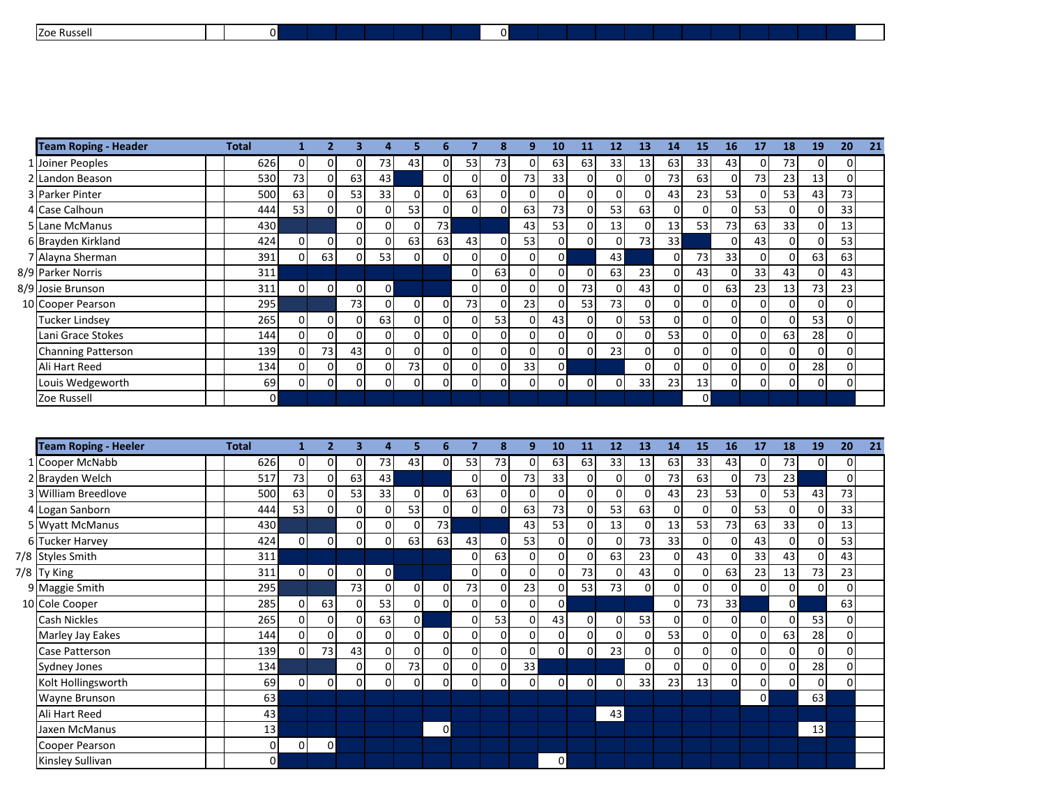| | | | | 1 | 2 | 3 | 4 | 5 | 6 | 7 | 8 | 9 | 10 | 11 | 12 | 13 | 14 | 15 | 16 | 17 | 18 | 19 | 20 | 21 |
|---|---|---|---|---|---|---|---|---|---|---|---|---|---|---|---|---|---|---|---|---|---|---|---|---|
| | Zoe Russell | | 0 | | | | | | | | 0 | | | | | | | | | | | | | |

| | Team Roping - Header | | Total | 1 | 2 | 3 | 4 | 5 | 6 | 7 | 8 | 9 | 10 | 11 | 12 | 13 | 14 | 15 | 16 | 17 | 18 | 19 | 20 | 21 |
|---|---|---|---|---|---|---|---|---|---|---|---|---|---|---|---|---|---|---|---|---|---|---|---|---|
| 1 | Joiner Peoples | | 626 | 0 | 0 | 0 | 73 | 43 | 0 | 53 | 73 | 0 | 63 | 63 | 33 | 13 | 63 | 33 | 43 | 0 | 73 | 0 | 0 | |
| 2 | Landon Beason | | 530 | 73 | 0 | 63 | 43 | | 0 | 0 | 0 | 73 | 33 | 0 | 0 | 0 | 73 | 63 | 0 | 73 | 23 | 13 | 0 | |
| 3 | Parker Pinter | | 500 | 63 | 0 | 53 | 33 | 0 | 0 | 63 | 0 | 0 | 0 | 0 | 0 | 0 | 43 | 23 | 53 | 0 | 53 | 43 | 73 | |
| 4 | Case Calhoun | | 444 | 53 | 0 | 0 | 0 | 53 | 0 | 0 | 0 | 63 | 73 | 0 | 53 | 63 | 0 | 0 | 0 | 53 | 0 | 0 | 33 | |
| 5 | Lane McManus | | 430 | | | 0 | 0 | 0 | 73 | | | 43 | 53 | 0 | 13 | 0 | 13 | 53 | 73 | 63 | 33 | 0 | 13 | |
| 6 | Brayden Kirkland | | 424 | 0 | 0 | 0 | 0 | 63 | 63 | 43 | 0 | 53 | 0 | 0 | 0 | 73 | 33 | | 0 | 43 | 0 | 0 | 53 | |
| 7 | Alayna Sherman | | 391 | 0 | 63 | 0 | 53 | 0 | 0 | 0 | 0 | 0 | 0 | | 43 | | 0 | 73 | 33 | 0 | 0 | 63 | 63 | |
| 8/9 | Parker Norris | | 311 | | | | | | | 0 | 63 | 0 | 0 | 0 | 63 | 23 | 0 | 43 | 0 | 33 | 43 | 0 | 43 | |
| 8/9 | Josie Brunson | | 311 | 0 | 0 | 0 | 0 | | | 0 | 0 | 0 | 0 | 73 | 0 | 43 | 0 | 0 | 63 | 23 | 13 | 73 | 23 | |
| 10 | Cooper Pearson | | 295 | | | 73 | 0 | 0 | 0 | 73 | 0 | 23 | 0 | 53 | 73 | 0 | 0 | 0 | 0 | 0 | 0 | 0 | 0 | |
| | Tucker Lindsey | | 265 | 0 | 0 | 0 | 63 | 0 | 0 | 0 | 53 | 0 | 43 | 0 | 0 | 53 | 0 | 0 | 0 | 0 | 0 | 53 | 0 | |
| | Lani Grace Stokes | | 144 | 0 | 0 | 0 | 0 | 0 | 0 | 0 | 0 | 0 | 0 | 0 | 0 | 0 | 53 | 0 | 0 | 0 | 63 | 28 | 0 | |
| | Channing Patterson | | 139 | 0 | 73 | 43 | 0 | 0 | 0 | 0 | 0 | 0 | 0 | 0 | 23 | 0 | 0 | 0 | 0 | 0 | 0 | 0 | 0 | |
| | Ali Hart Reed | | 134 | 0 | 0 | 0 | 0 | 73 | 0 | 0 | 0 | 33 | 0 | | | 0 | 0 | 0 | 0 | 0 | 0 | 28 | 0 | |
| | Louis Wedgeworth | | 69 | 0 | 0 | 0 | 0 | 0 | 0 | 0 | 0 | 0 | 0 | 0 | 0 | 33 | 23 | 13 | 0 | 0 | 0 | 0 | 0 | |
| | Zoe Russell | | 0 | | | | | | | | | | | | | | | 0 | | | | | | |

| | Team Roping - Heeler | | Total | 1 | 2 | 3 | 4 | 5 | 6 | 7 | 8 | 9 | 10 | 11 | 12 | 13 | 14 | 15 | 16 | 17 | 18 | 19 | 20 | 21 |
|---|---|---|---|---|---|---|---|---|---|---|---|---|---|---|---|---|---|---|---|---|---|---|---|---|
| 1 | Cooper McNabb | | 626 | 0 | 0 | 0 | 73 | 43 | 0 | 53 | 73 | 0 | 63 | 63 | 33 | 13 | 63 | 33 | 43 | 0 | 73 | 0 | 0 | |
| 2 | Brayden Welch | | 517 | 73 | 0 | 63 | 43 | | | 0 | 0 | 73 | 33 | 0 | 0 | 0 | 73 | 63 | 0 | 73 | 23 | | 0 | |
| 3 | William Breedlove | | 500 | 63 | 0 | 53 | 33 | 0 | 0 | 63 | 0 | 0 | 0 | 0 | 0 | 0 | 43 | 23 | 53 | 0 | 53 | 43 | 73 | |
| 4 | Logan Sanborn | | 444 | 53 | 0 | 0 | 0 | 53 | 0 | 0 | 0 | 63 | 73 | 0 | 53 | 63 | 0 | 0 | 0 | 53 | 0 | 0 | 33 | |
| 5 | Wyatt McManus | | 430 | | | 0 | 0 | 0 | 73 | | | 43 | 53 | 0 | 13 | 0 | 13 | 53 | 73 | 63 | 33 | 0 | 13 | |
| 6 | Tucker Harvey | | 424 | 0 | 0 | 0 | 0 | 63 | 63 | 43 | 0 | 53 | 0 | 0 | 0 | 73 | 33 | 0 | 0 | 43 | 0 | 0 | 53 | |
| 7/8 | Styles Smith | | 311 | | | | | | | 0 | 63 | 0 | 0 | 0 | 63 | 23 | 0 | 43 | 0 | 33 | 43 | 0 | 43 | |
| 7/8 | Ty King | | 311 | 0 | 0 | 0 | 0 | | | 0 | 0 | 0 | 0 | 73 | 0 | 43 | 0 | 0 | 63 | 23 | 13 | 73 | 23 | |
| 9 | Maggie Smith | | 295 | | | 73 | 0 | 0 | 0 | 73 | 0 | 23 | 0 | 53 | 73 | 0 | 0 | 0 | 0 | 0 | 0 | 0 | 0 | |
| 10 | Cole Cooper | | 285 | 0 | 63 | 0 | 53 | 0 | 0 | 0 | 0 | 0 | 0 | | | | 0 | 73 | 33 | | 0 | | 63 | |
| | Cash Nickles | | 265 | 0 | 0 | 0 | 63 | 0 | | 0 | 53 | 0 | 43 | 0 | 0 | 53 | 0 | 0 | 0 | 0 | 0 | 53 | 0 | |
| | Marley Jay Eakes | | 144 | 0 | 0 | 0 | 0 | 0 | 0 | 0 | 0 | 0 | 0 | 0 | 0 | 0 | 53 | 0 | 0 | 0 | 63 | 28 | 0 | |
| | Case Patterson | | 139 | 0 | 73 | 43 | 0 | 0 | 0 | 0 | 0 | 0 | 0 | 0 | 23 | 0 | 0 | 0 | 0 | 0 | 0 | 0 | 0 | |
| | Sydney Jones | | 134 | | | 0 | 0 | 73 | 0 | 0 | 0 | 33 | | | | 0 | 0 | 0 | 0 | 0 | 0 | 28 | 0 | |
| | Kolt Hollingsworth | | 69 | 0 | 0 | 0 | 0 | 0 | 0 | 0 | 0 | 0 | 0 | 0 | 0 | 33 | 23 | 13 | 0 | 0 | 0 | 0 | 0 | |
| | Wayne Brunson | | 63 | | | | | | | | | | | | | | | | | 0 | | 63 | | |
| | Ali Hart Reed | | 43 | | | | | | | | | | | | 43 | | | | | | | | | |
| | Jaxen McManus | | 13 | | | | | | 0 | | | | | | | | | | | | | 13 | | |
| | Cooper Pearson | | 0 | 0 | 0 | | | | | | | | | | | | | | | | | | | |
| | Kinsley Sullivan | | 0 | | | | | | | | | | 0 | | | | | | | | | | | |